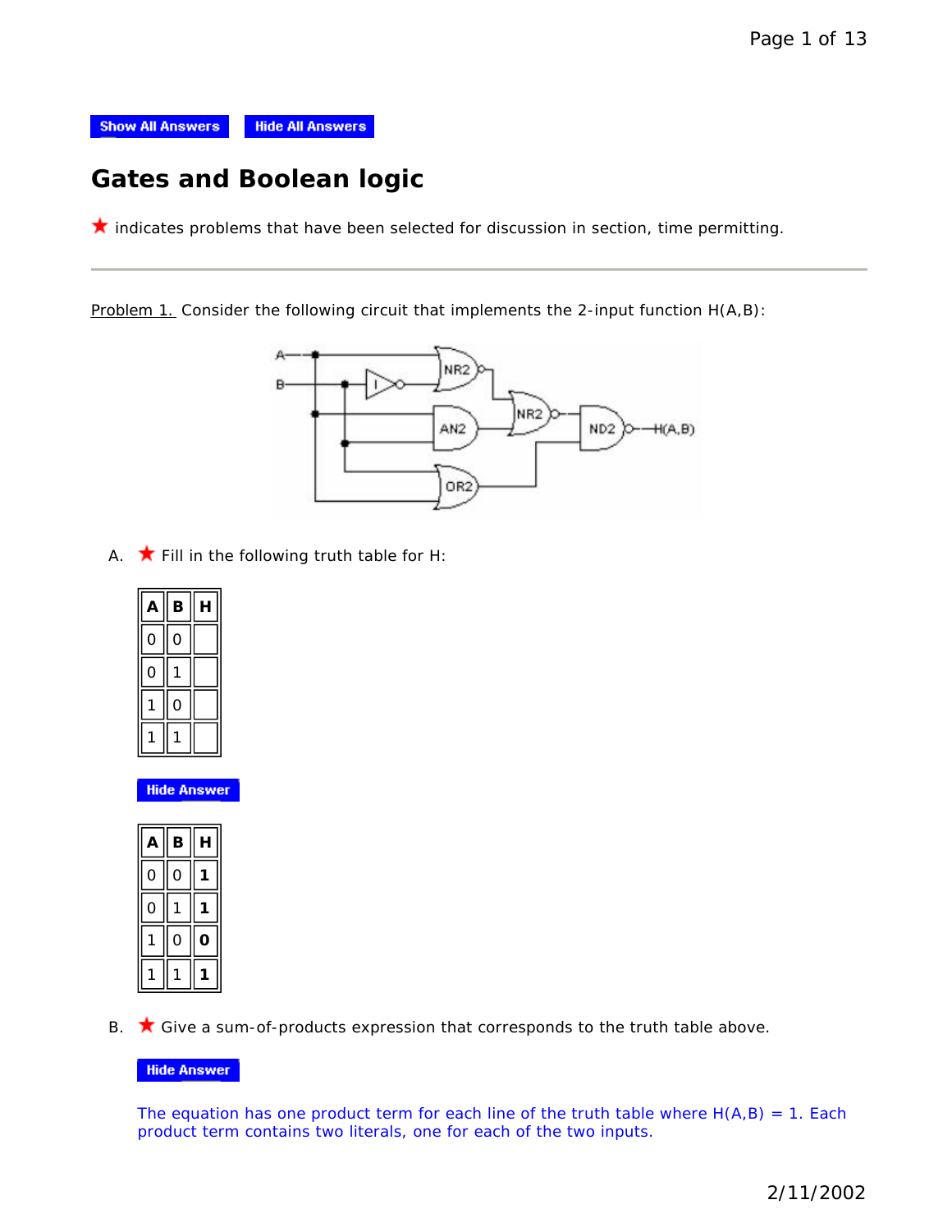Show All Answers | Hide All Answers

# Gates and Boolean logic

★ indicates problems that have been selected for discussion in section, time permitting.

---

Problem 1. Consider the following circuit that implements the 2-input function H(A,B):

A. ★ Fill in the following truth table for H:

| A | B | H |
|---|---|---|
| 0 | 0 | |
| 0 | 1 | |
| 1 | 0 | |
| 1 | 1 | |

Hide Answer

| A | B | H |
|---|---|---|
| 0 | 0 | **1** |
| 0 | 1 | **1** |
| 1 | 0 | **0** |
| 1 | 1 | **1** |

B. ★ Give a sum-of-products expression that corresponds to the truth table above.

Hide Answer

The equation has one product term for each line of the truth table where H(A,B) = 1. Each product term contains two literals, one for each of the two inputs.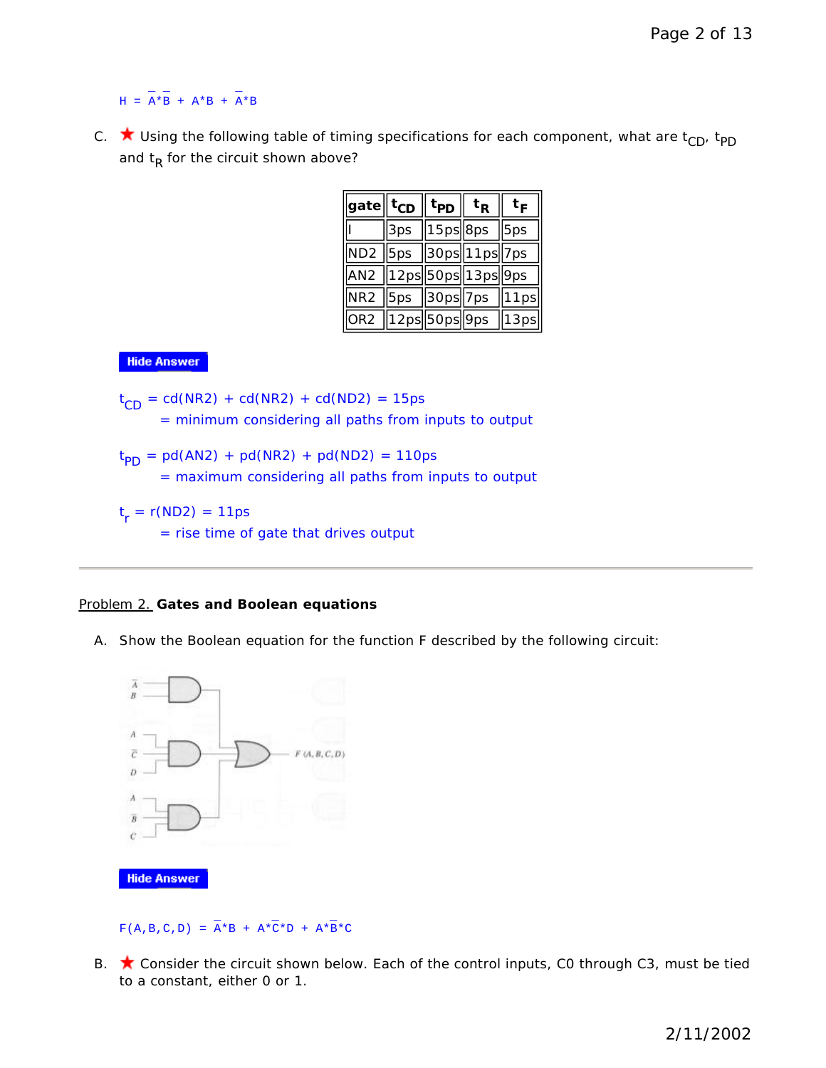$H = \overline{A}*\overline{B} + A*B + \overline{A}*B$

C. ★ Using the following table of timing specifications for each component, what are $t_{CD}$, $t_{PD}$ and $t_R$ for the circuit shown above?

| gate | $t_{CD}$ | $t_{PD}$ | $t_R$ | $t_F$ |
|---|---|---|---|---|
| I | 3ps | 15ps | 8ps | 5ps |
| ND2 | 5ps | 30ps | 11ps | 7ps |
| AN2 | 12ps | 50ps | 13ps | 9ps |
| NR2 | 5ps | 30ps | 7ps | 11ps |
| OR2 | 12ps | 50ps | 9ps | 13ps |

Hide Answer

$t_{CD}$ = cd(NR2) + cd(NR2) + cd(ND2) = 15ps
= minimum considering all paths from inputs to output

$t_{PD}$ = pd(AN2) + pd(NR2) + pd(ND2) = 110ps
= maximum considering all paths from inputs to output

$t_r$ = r(ND2) = 11ps
= rise time of gate that drives output

---

Problem 2. **Gates and Boolean equations**

A. Show the Boolean equation for the function F described by the following circuit:

Hide Answer

$F(A,B,C,D) = \overline{A}*B + A*\overline{C}*D + A*\overline{B}*C$

B. ★ Consider the circuit shown below. Each of the control inputs, C0 through C3, must be tied to a constant, either 0 or 1.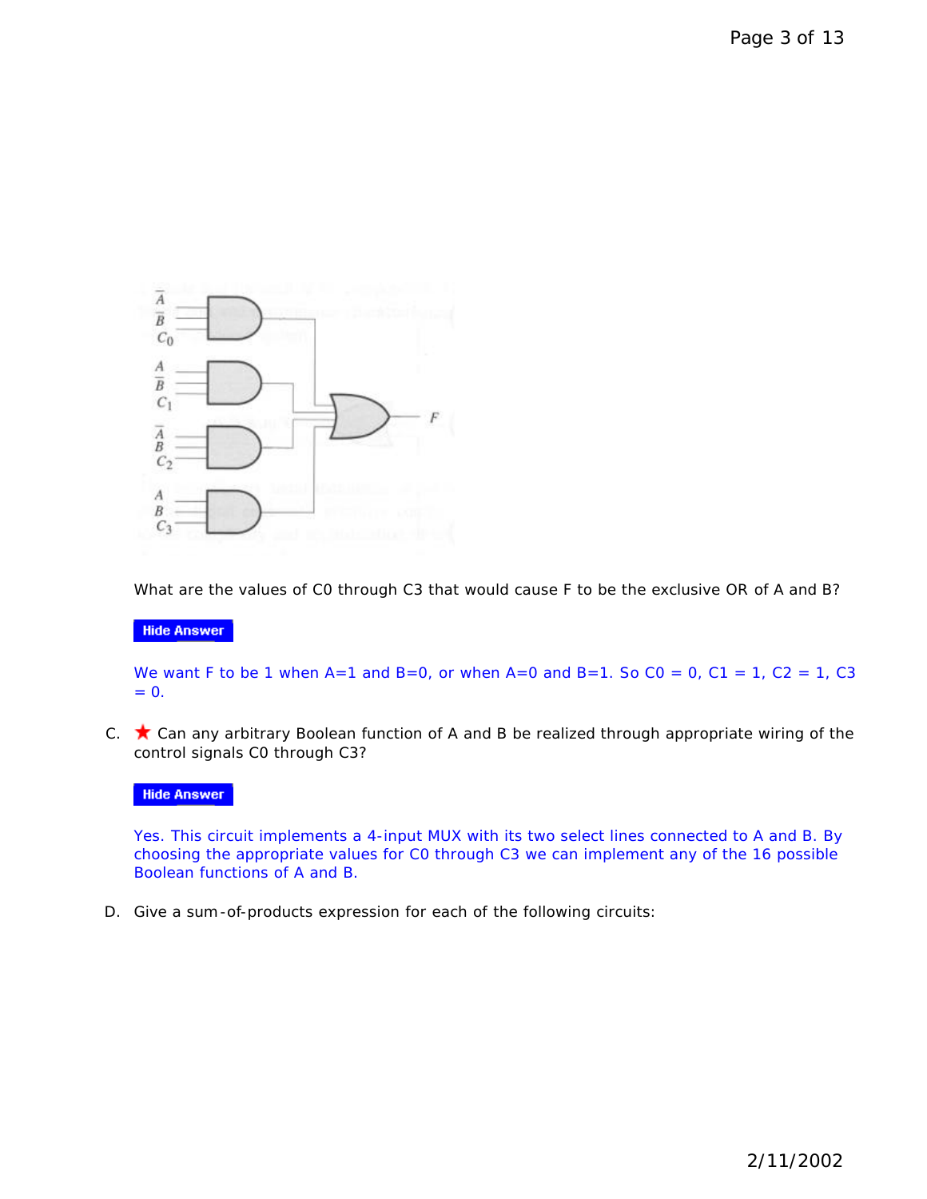What are the values of C0 through C3 that would cause F to be the exclusive OR of A and B?

**Hide Answer**

We want F to be 1 when A=1 and B=0, or when A=0 and B=1. So C0 = 0, C1 = 1, C2 = 1, C3 = 0.

C. ★ Can any arbitrary Boolean function of A and B be realized through appropriate wiring of the control signals C0 through C3?

**Hide Answer**

Yes. This circuit implements a 4-input MUX with its two select lines connected to A and B. By choosing the appropriate values for C0 through C3 we can implement any of the 16 possible Boolean functions of A and B.

D. Give a sum-of-products expression for each of the following circuits: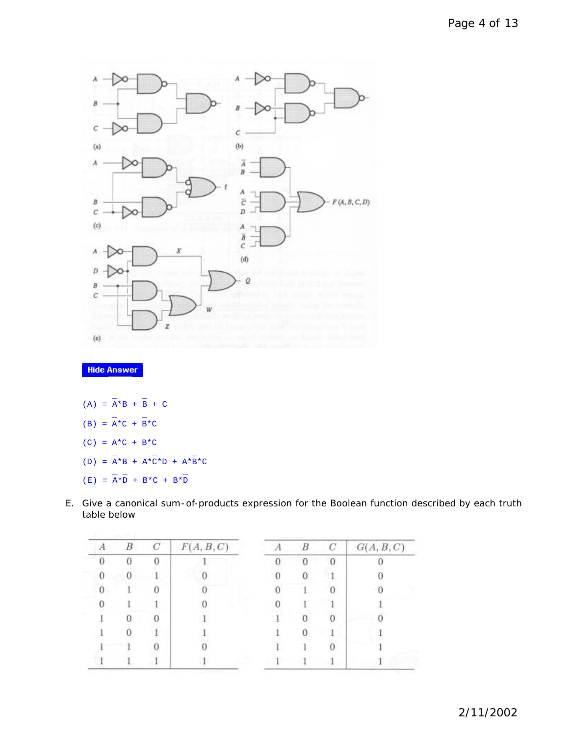Hide Answer

(A) = $\overline{A}*B + \overline{B} + C$

(B) = $\overline{A}*C + \overline{B}*C$

(C) = $\overline{A}*C + B*\overline{C}$

(D) = $\overline{A}*B + A*\overline{C}*D + A*\overline{B}*C$

(E) = $\overline{A}*\overline{D} + B*C + B*\overline{D}$

E. Give a canonical sum-of-products expression for the Boolean function described by each truth table below

| $A$ | $B$ | $C$ | $F(A,B,C)$ |
|---|---|---|---|
| 0 | 0 | 0 | 1 |
| 0 | 0 | 1 | 0 |
| 0 | 1 | 0 | 0 |
| 0 | 1 | 1 | 0 |
| 1 | 0 | 0 | 1 |
| 1 | 0 | 1 | 1 |
| 1 | 1 | 0 | 0 |
| 1 | 1 | 1 | 1 |

| $A$ | $B$ | $C$ | $G(A,B,C)$ |
|---|---|---|---|
| 0 | 0 | 0 | 0 |
| 0 | 0 | 1 | 0 |
| 0 | 1 | 0 | 0 |
| 0 | 1 | 1 | 1 |
| 1 | 0 | 0 | 0 |
| 1 | 0 | 1 | 1 |
| 1 | 1 | 0 | 1 |
| 1 | 1 | 1 | 1 |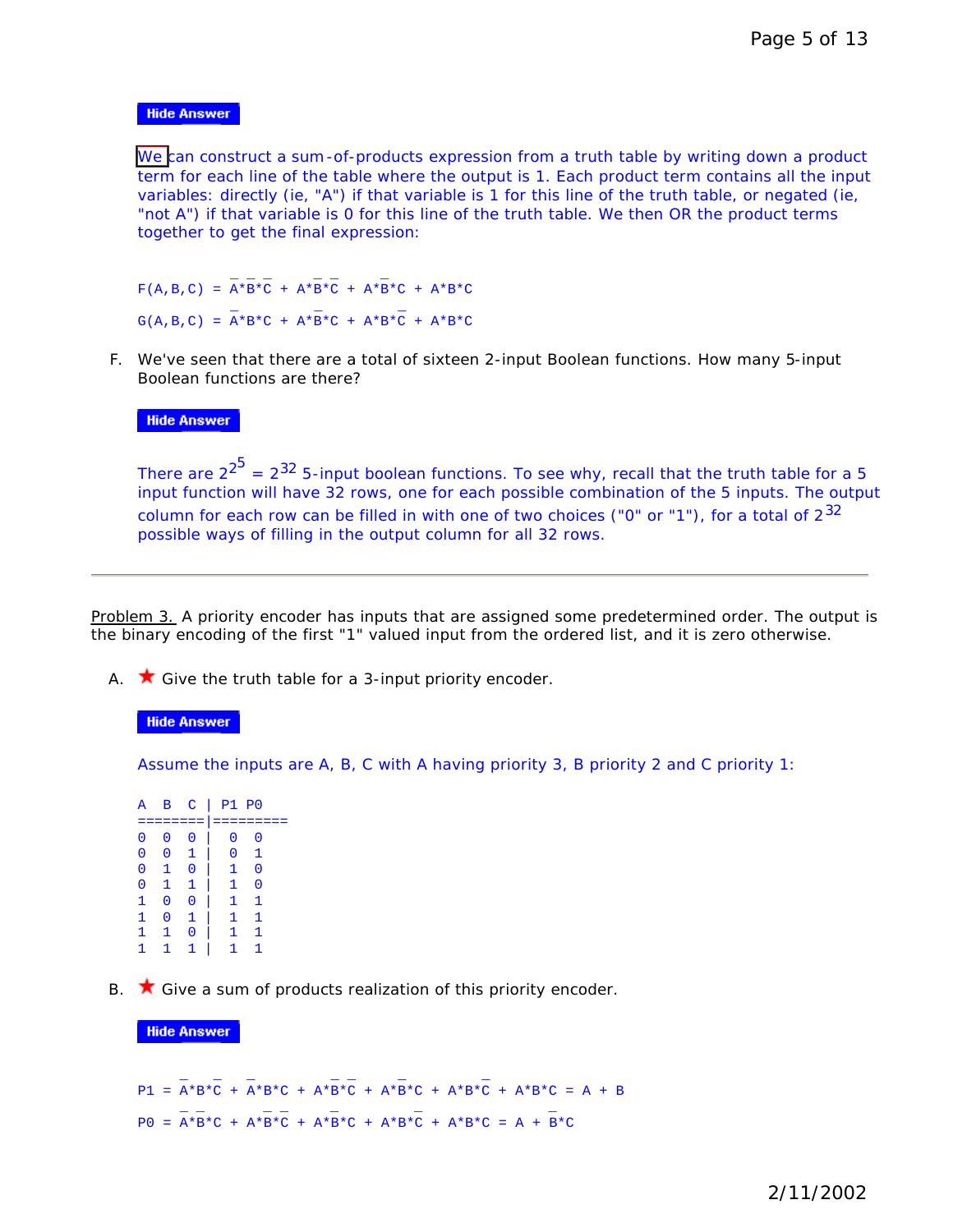Hide Answer

We can construct a sum-of-products expression from a truth table by writing down a product term for each line of the table where the output is 1. Each product term contains all the input variables: directly (ie, "A") if that variable is 1 for this line of the truth table, or negated (ie, "not A") if that variable is 0 for this line of the truth table. We then OR the product terms together to get the final expression:

$$F(A,B,C) = \overline{A}*\overline{B}*\overline{C} + A*\overline{B}*\overline{C} + A*\overline{B}*C + A*B*C$$

$$G(A,B,C) = \overline{A}*B*C + A*\overline{B}*C + A*B*\overline{C} + A*B*C$$

F. We've seen that there are a total of sixteen 2-input Boolean functions. How many 5-input Boolean functions are there?

Hide Answer

There are $2^{2^5} = 2^{32}$ 5-input boolean functions. To see why, recall that the truth table for a 5 input function will have 32 rows, one for each possible combination of the 5 inputs. The output column for each row can be filled in with one of two choices ("0" or "1"), for a total of $2^{32}$ possible ways of filling in the output column for all 32 rows.

---

Problem 3. A priority encoder has inputs that are assigned some predetermined order. The output is the binary encoding of the first "1" valued input from the ordered list, and it is zero otherwise.

A. ★ Give the truth table for a 3-input priority encoder.

Hide Answer

Assume the inputs are A, B, C with A having priority 3, B priority 2 and C priority 1:

| A | B | C | P1 | P0 |
|---|---|---|---|---|
| 0 | 0 | 0 | 0 | 0 |
| 0 | 0 | 1 | 0 | 1 |
| 0 | 1 | 0 | 1 | 0 |
| 0 | 1 | 1 | 1 | 0 |
| 1 | 0 | 0 | 1 | 1 |
| 1 | 0 | 1 | 1 | 1 |
| 1 | 1 | 0 | 1 | 1 |
| 1 | 1 | 1 | 1 | 1 |

B. ★ Give a sum of products realization of this priority encoder.

Hide Answer

$$P1 = \overline{A}*B*\overline{C} + \overline{A}*B*C + A*\overline{B}*\overline{C} + A*\overline{B}*C + A*B*\overline{C} + A*B*C = A + B$$

$$P0 = \overline{A}*\overline{B}*C + A*\overline{B}*\overline{C} + A*\overline{B}*C + A*B*\overline{C} + A*B*C = A + \overline{B}*C$$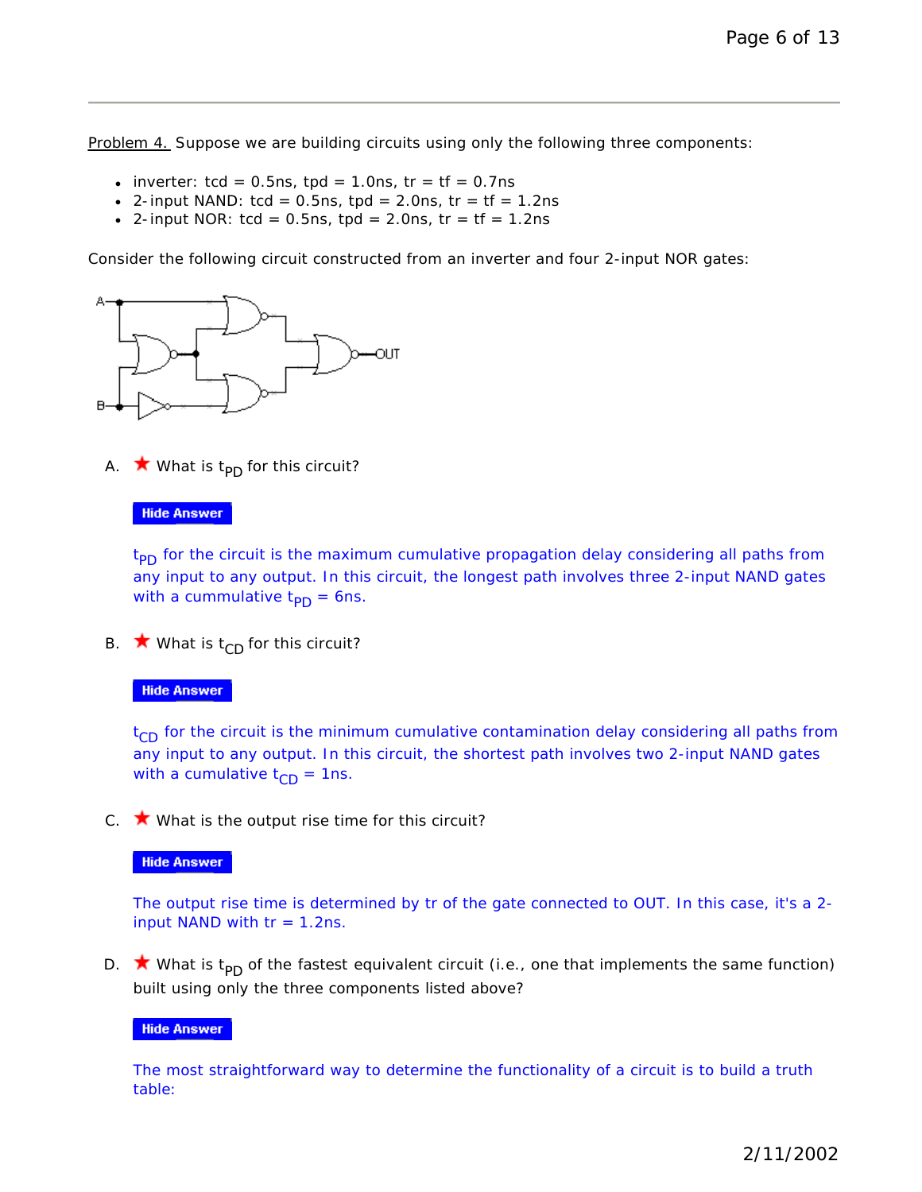Problem 4. Suppose we are building circuits using only the following three components:

- inverter: tcd = 0.5ns, tpd = 1.0ns, tr = tf = 0.7ns
- 2-input NAND: tcd = 0.5ns, tpd = 2.0ns, tr = tf = 1.2ns
- 2-input NOR: tcd = 0.5ns, tpd = 2.0ns, tr = tf = 1.2ns

Consider the following circuit constructed from an inverter and four 2-input NOR gates:

A. ★ What is $t_{PD}$ for this circuit?

Hide Answer

$t_{PD}$ for the circuit is the maximum cumulative propagation delay considering all paths from any input to any output. In this circuit, the longest path involves three 2-input NAND gates with a cummulative $t_{PD}$ = 6ns.

B. ★ What is $t_{CD}$ for this circuit?

Hide Answer

$t_{CD}$ for the circuit is the minimum cumulative contamination delay considering all paths from any input to any output. In this circuit, the shortest path involves two 2-input NAND gates with a cumulative $t_{CD}$ = 1ns.

C. ★ What is the output rise time for this circuit?

Hide Answer

The output rise time is determined by tr of the gate connected to OUT. In this case, it's a 2-input NAND with tr = 1.2ns.

D. ★ What is $t_{PD}$ of the fastest equivalent circuit (i.e., one that implements the same function) built using only the three components listed above?

Hide Answer

The most straightforward way to determine the functionality of a circuit is to build a truth table: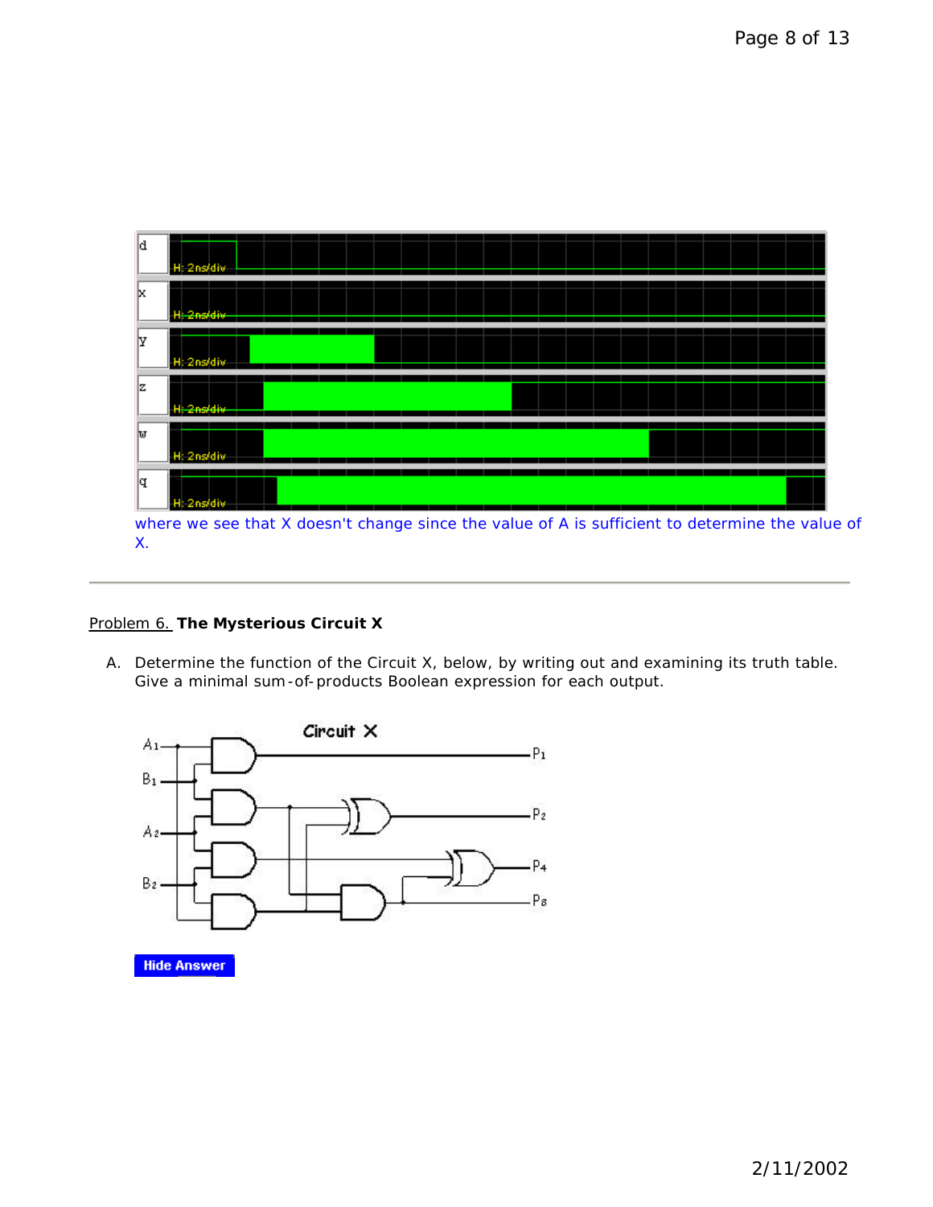where we see that X doesn't change since the value of A is sufficient to determine the value of X.

---

Problem 6. **The Mysterious Circuit X**

A. Determine the function of the Circuit X, below, by writing out and examining its truth table. Give a minimal sum-of-products Boolean expression for each output.

Hide Answer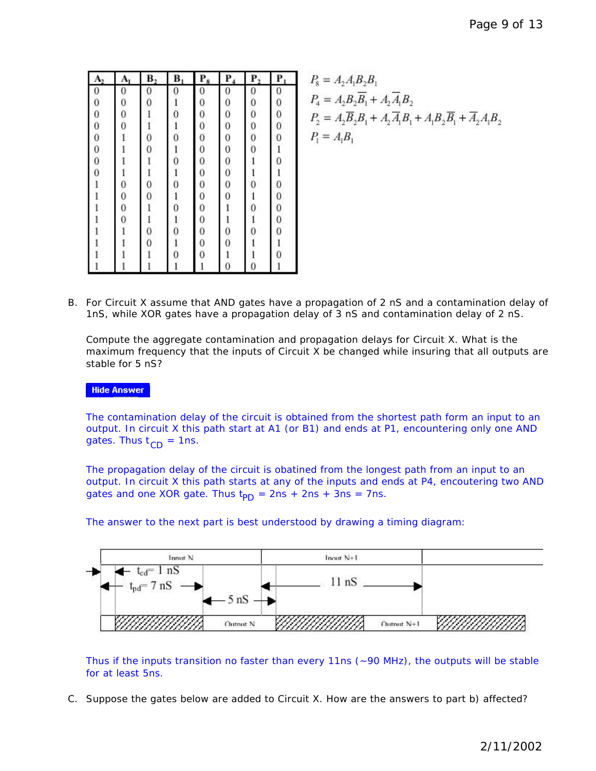| $A_2$ | $A_1$ | $B_2$ | $B_1$ | $P_8$ | $P_4$ | $P_2$ | $P_1$ |
|---|---|---|---|---|---|---|---|
| 0 | 0 | 0 | 0 | 0 | 0 | 0 | 0 |
| 0 | 0 | 0 | 1 | 0 | 0 | 0 | 0 |
| 0 | 0 | 1 | 0 | 0 | 0 | 0 | 0 |
| 0 | 0 | 1 | 1 | 0 | 0 | 0 | 0 |
| 0 | 1 | 0 | 0 | 0 | 0 | 0 | 0 |
| 0 | 1 | 0 | 1 | 0 | 0 | 0 | 1 |
| 0 | 1 | 1 | 0 | 0 | 0 | 1 | 0 |
| 0 | 1 | 1 | 1 | 0 | 0 | 1 | 1 |
| 1 | 0 | 0 | 0 | 0 | 0 | 0 | 0 |
| 1 | 0 | 0 | 1 | 0 | 0 | 1 | 0 |
| 1 | 0 | 1 | 0 | 0 | 1 | 0 | 0 |
| 1 | 0 | 1 | 1 | 0 | 1 | 1 | 0 |
| 1 | 1 | 0 | 0 | 0 | 0 | 0 | 0 |
| 1 | 1 | 0 | 1 | 0 | 0 | 1 | 1 |
| 1 | 1 | 1 | 0 | 0 | 1 | 1 | 0 |
| 1 | 1 | 1 | 1 | 1 | 0 | 0 | 1 |

$$P_8 = A_2 A_1 B_2 B_1$$
$$P_4 = A_2 B_2 \overline{B}_1 + A_2 \overline{A}_1 B_2$$
$$P_2 = A_2 \overline{B}_2 B_1 + A_2 \overline{A}_1 B_1 + A_1 B_2 \overline{B}_1 + \overline{A}_2 A_1 B_2$$
$$P_1 = A_1 B_1$$

B. For Circuit X assume that AND gates have a propagation of 2 nS and a contamination delay of 1nS, while XOR gates have a propagation delay of 3 nS and contamination delay of 2 nS.

Compute the aggregate contamination and propagation delays for Circuit X. What is the maximum frequency that the inputs of Circuit X be changed while insuring that all outputs are stable for 5 nS?

**Hide Answer**

The contamination delay of the circuit is obtained from the shortest path form an input to an output. In circuit X this path start at A1 (or B1) and ends at P1, encountering only one AND gates. Thus $t_{CD}$ = 1ns.

The propagation delay of the circuit is obatined from the longest path from an input to an output. In circuit X this path starts at any of the inputs and ends at P4, encoutering two AND gates and one XOR gate. Thus $t_{PD}$ = 2ns + 2ns + 3ns = 7ns.

The answer to the next part is best understood by drawing a timing diagram:

| Input N | | Input N+1 | |
|---|---|---|---|
| $t_{cd}$ = 1 nS, $t_{pd}$ = 7 nS | 5 nS | 11 nS | |
| | Output N | | Output N+1 |

Thus if the inputs transition no faster than every 11ns (~90 MHz), the outputs will be stable for at least 5ns.

C. Suppose the gates below are added to Circuit X. How are the answers to part b) affected?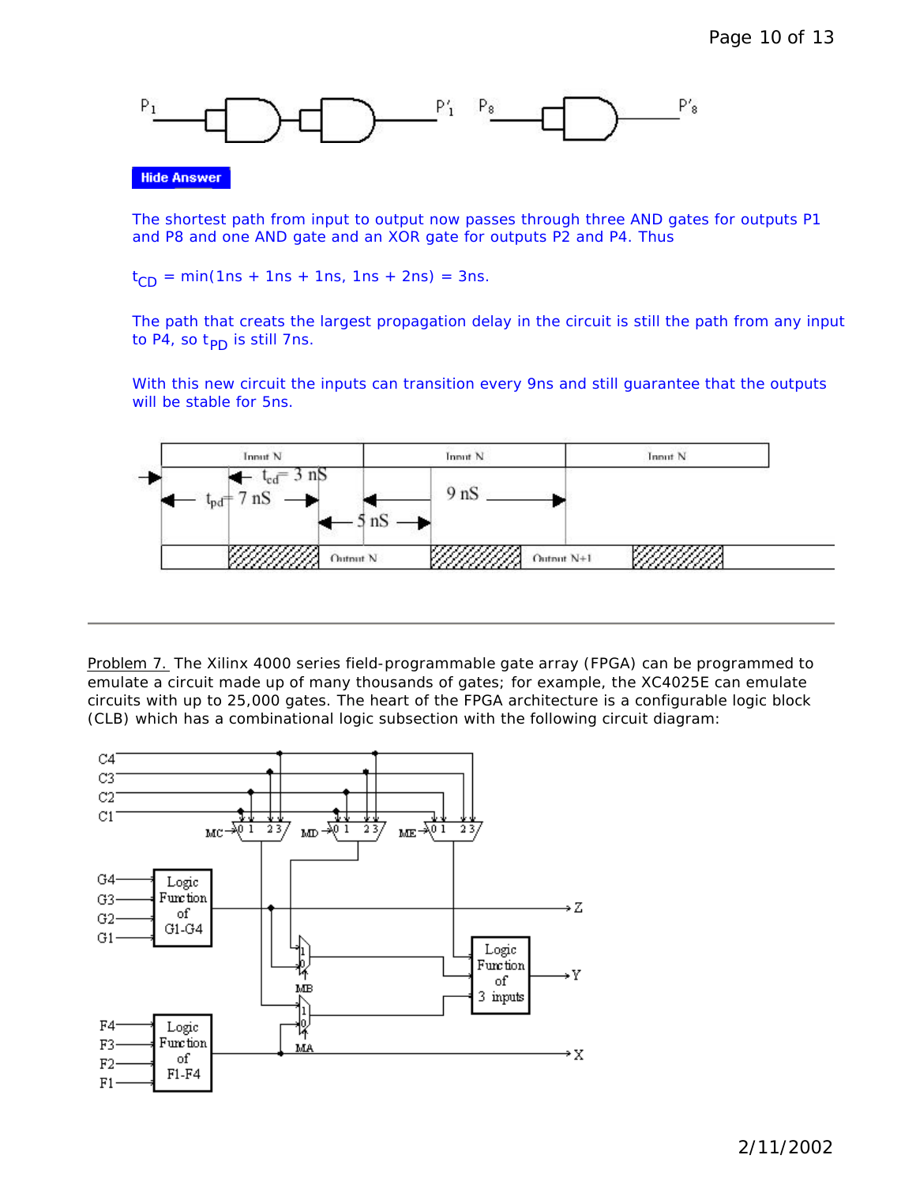Hide Answer

The shortest path from input to output now passes through three AND gates for outputs P1 and P8 and one AND gate and an XOR gate for outputs P2 and P4. Thus

$t_{CD}$ = min(1ns + 1ns + 1ns, 1ns + 2ns) = 3ns.

The path that creats the largest propagation delay in the circuit is still the path from any input to P4, so $t_{PD}$ is still 7ns.

With this new circuit the inputs can transition every 9ns and still guarantee that the outputs will be stable for 5ns.

---

Problem 7. The Xilinx 4000 series field-programmable gate array (FPGA) can be programmed to emulate a circuit made up of many thousands of gates; for example, the XC4025E can emulate circuits with up to 25,000 gates. The heart of the FPGA architecture is a configurable logic block (CLB) which has a combinational logic subsection with the following circuit diagram: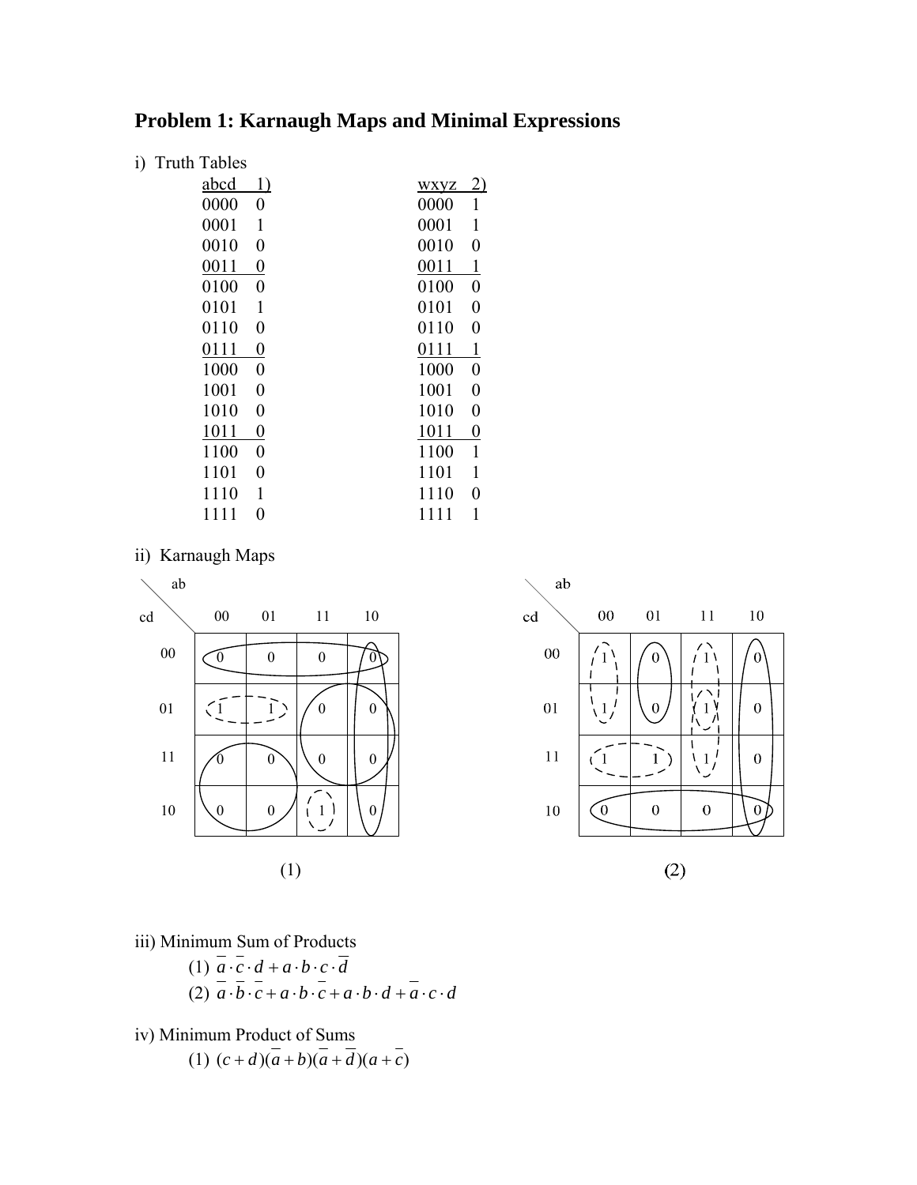# Problem 1: Karnaugh Maps and Minimal Expressions

i) Truth Tables

| abcd | 1) |
|---|---|
| 0000 | 0 |
| 0001 | 1 |
| 0010 | 0 |
| 0011 | 0 |
| 0100 | 0 |
| 0101 | 1 |
| 0110 | 0 |
| 0111 | 0 |
| 1000 | 0 |
| 1001 | 0 |
| 1010 | 0 |
| 1011 | 0 |
| 1100 | 0 |
| 1101 | 0 |
| 1110 | 1 |
| 1111 | 0 |

| wxyz | 2) |
|---|---|
| 0000 | 1 |
| 0001 | 1 |
| 0010 | 0 |
| 0011 | 1 |
| 0100 | 0 |
| 0101 | 0 |
| 0110 | 0 |
| 0111 | 1 |
| 1000 | 0 |
| 1001 | 0 |
| 1010 | 0 |
| 1011 | 0 |
| 1100 | 1 |
| 1101 | 1 |
| 1110 | 0 |
| 1111 | 1 |

ii) Karnaugh Maps

(1)

| cd \ ab | 00 | 01 | 11 | 10 |
|---|---|---|---|---|
| 00 | 0 | 0 | 0 | 0 |
| 01 | 1 | 1 | 0 | 0 |
| 11 | 0 | 0 | 0 | 0 |
| 10 | 0 | 0 | 1 | 0 |

(2)

| cd \ ab | 00 | 01 | 11 | 10 |
|---|---|---|---|---|
| 00 | 1 | 0 | 1 | 0 |
| 01 | 1 | 0 | 1 | 0 |
| 11 | 1 | 1 | 1 | 0 |
| 10 | 0 | 0 | 0 | 0 |

iii) Minimum Sum of Products

(1) $\overline{a} \cdot \overline{c} \cdot d + a \cdot b \cdot c \cdot \overline{d}$

(2) $\overline{a} \cdot \overline{b} \cdot \overline{c} + a \cdot b \cdot \overline{c} + a \cdot b \cdot d + \overline{a} \cdot c \cdot d$

iv) Minimum Product of Sums

(1) $(c + d)(\overline{a} + b)(\overline{a} + \overline{d})(a + \overline{c})$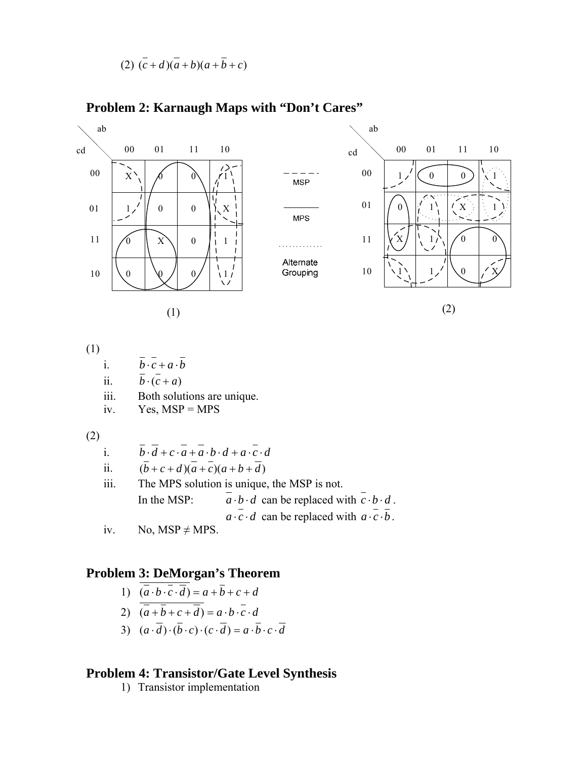(2) $(\overline{c}+d)(\overline{a}+b)(a+\overline{b}+c)$

## Problem 2: Karnaugh Maps with "Don't Cares"

Map (1):

| cd \ ab | 00 | 01 | 11 | 10 |
|---|---|---|---|---|
| 00 | X | 0 | 0 | 1 |
| 01 | 1 | 0 | 0 | X |
| 11 | 0 | X | 0 | 1 |
| 10 | 0 | 0 | 0 | 1 |

Map (2):

| cd \ ab | 00 | 01 | 11 | 10 |
|---|---|---|---|---|
| 00 | 1 | 0 | 0 | 1 |
| 01 | 0 | 1 | X | 1 |
| 11 | X | 1 | 0 | 0 |
| 10 | 1 | 1 | 0 | X |

Legend: dashed line = MSP; solid line = MPS; dotted line = Alternate Grouping

(1)

i. $\overline{b}\cdot\overline{c}+a\cdot\overline{b}$

ii. $\overline{b}\cdot(\overline{c}+a)$

iii. Both solutions are unique.

iv. Yes, MSP = MPS

(2)

i. $\overline{b}\cdot\overline{d}+c\cdot\overline{a}+\overline{a}\cdot b\cdot d+a\cdot\overline{c}\cdot d$

ii. $(\overline{b}+c+d)(\overline{a}+\overline{c})(a+b+\overline{d})$

iii. The MPS solution is unique, the MSP is not.

In the MSP: $\overline{a}\cdot b\cdot d$ can be replaced with $\overline{c}\cdot b\cdot d$.

$a\cdot\overline{c}\cdot d$ can be replaced with $a\cdot\overline{c}\cdot\overline{b}$.

iv. No, MSP $\neq$ MPS.

## Problem 3: DeMorgan's Theorem

1) $\overline{(\overline{a}\cdot b\cdot\overline{c}\cdot\overline{d})}=a+\overline{b}+c+d$

2) $\overline{(\overline{a}+\overline{b}+c+\overline{d})}=a\cdot b\cdot\overline{c}\cdot d$

3) $(a\cdot\overline{d})\cdot(\overline{b}\cdot c)\cdot(c\cdot\overline{d})=a\cdot\overline{b}\cdot c\cdot\overline{d}$

## Problem 4: Transistor/Gate Level Synthesis

1) Transistor implementation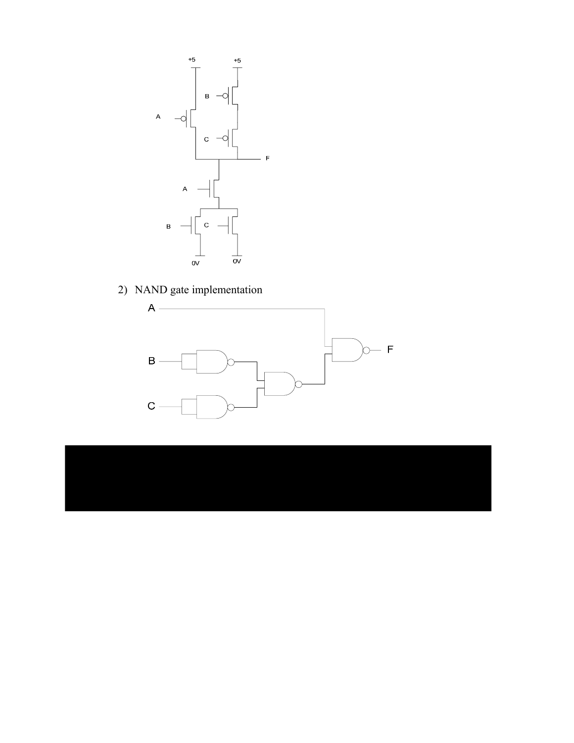+5

+5

B

A

C

F

A

B

C

0V

0V

2) NAND gate implementation

A

B

C

F